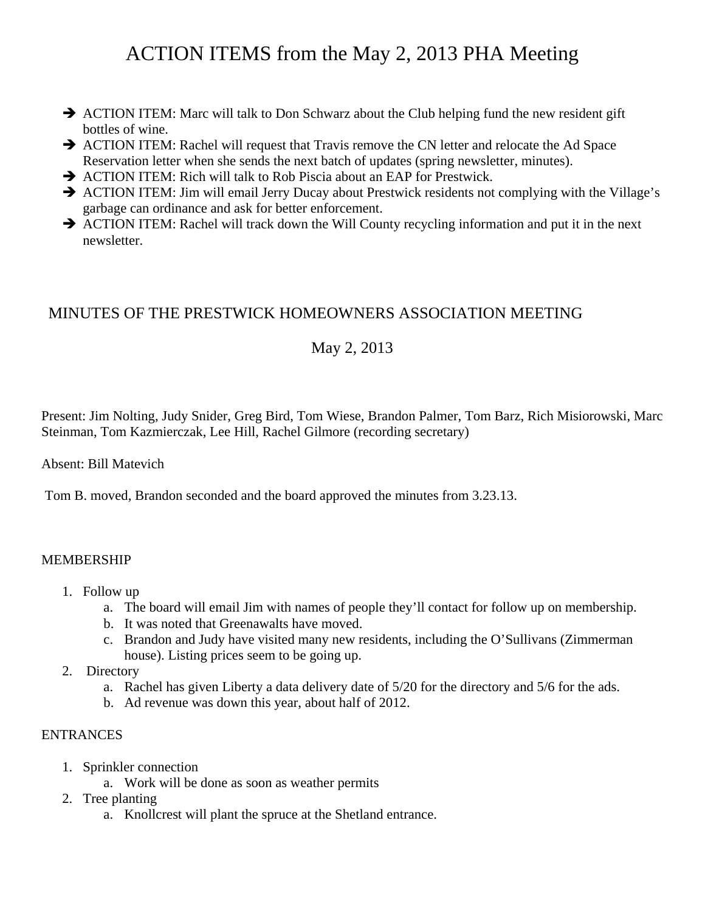# ACTION ITEMS from the May 2, 2013 PHA Meeting

- ➔ ACTION ITEM: Marc will talk to Don Schwarz about the Club helping fund the new resident gift bottles of wine.
- ➔ ACTION ITEM: Rachel will request that Travis remove the CN letter and relocate the Ad Space Reservation letter when she sends the next batch of updates (spring newsletter, minutes).
- ➔ ACTION ITEM: Rich will talk to Rob Piscia about an EAP for Prestwick.
- ➔ ACTION ITEM: Jim will email Jerry Ducay about Prestwick residents not complying with the Village's garbage can ordinance and ask for better enforcement.
- ➔ ACTION ITEM: Rachel will track down the Will County recycling information and put it in the next newsletter.

## MINUTES OF THE PRESTWICK HOMEOWNERS ASSOCIATION MEETING

May 2, 2013

Present: Jim Nolting, Judy Snider, Greg Bird, Tom Wiese, Brandon Palmer, Tom Barz, Rich Misiorowski, Marc Steinman, Tom Kazmierczak, Lee Hill, Rachel Gilmore (recording secretary)

Absent: Bill Matevich

Tom B. moved, Brandon seconded and the board approved the minutes from 3.23.13.

### MEMBERSHIP

1. Follow up
   a. The board will email Jim with names of people they'll contact for follow up on membership.
   b. It was noted that Greenawalts have moved.
   c. Brandon and Judy have visited many new residents, including the O'Sullivans (Zimmerman house). Listing prices seem to be going up.
2. Directory
   a. Rachel has given Liberty a data delivery date of 5/20 for the directory and 5/6 for the ads.
   b. Ad revenue was down this year, about half of 2012.

### ENTRANCES

1. Sprinkler connection
   a. Work will be done as soon as weather permits
2. Tree planting
   a. Knollcrest will plant the spruce at the Shetland entrance.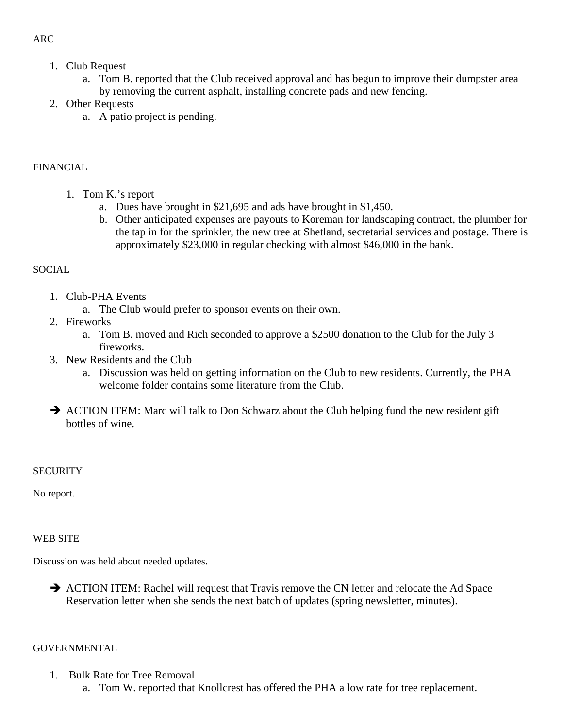ARC

1. Club Request
   a. Tom B. reported that the Club received approval and has begun to improve their dumpster area by removing the current asphalt, installing concrete pads and new fencing.
2. Other Requests
   a. A patio project is pending.

FINANCIAL

1. Tom K.'s report
   a. Dues have brought in $21,695 and ads have brought in $1,450.
   b. Other anticipated expenses are payouts to Koreman for landscaping contract, the plumber for the tap in for the sprinkler, the new tree at Shetland, secretarial services and postage. There is approximately $23,000 in regular checking with almost $46,000 in the bank.

SOCIAL

1. Club-PHA Events
   a. The Club would prefer to sponsor events on their own.
2. Fireworks
   a. Tom B. moved and Rich seconded to approve a $2500 donation to the Club for the July 3 fireworks.
3. New Residents and the Club
   a. Discussion was held on getting information on the Club to new residents. Currently, the PHA welcome folder contains some literature from the Club.

➔ ACTION ITEM: Marc will talk to Don Schwarz about the Club helping fund the new resident gift bottles of wine.

SECURITY

No report.

WEB SITE

Discussion was held about needed updates.

➔ ACTION ITEM: Rachel will request that Travis remove the CN letter and relocate the Ad Space Reservation letter when she sends the next batch of updates (spring newsletter, minutes).

GOVERNMENTAL

1. Bulk Rate for Tree Removal
   a. Tom W. reported that Knollcrest has offered the PHA a low rate for tree replacement.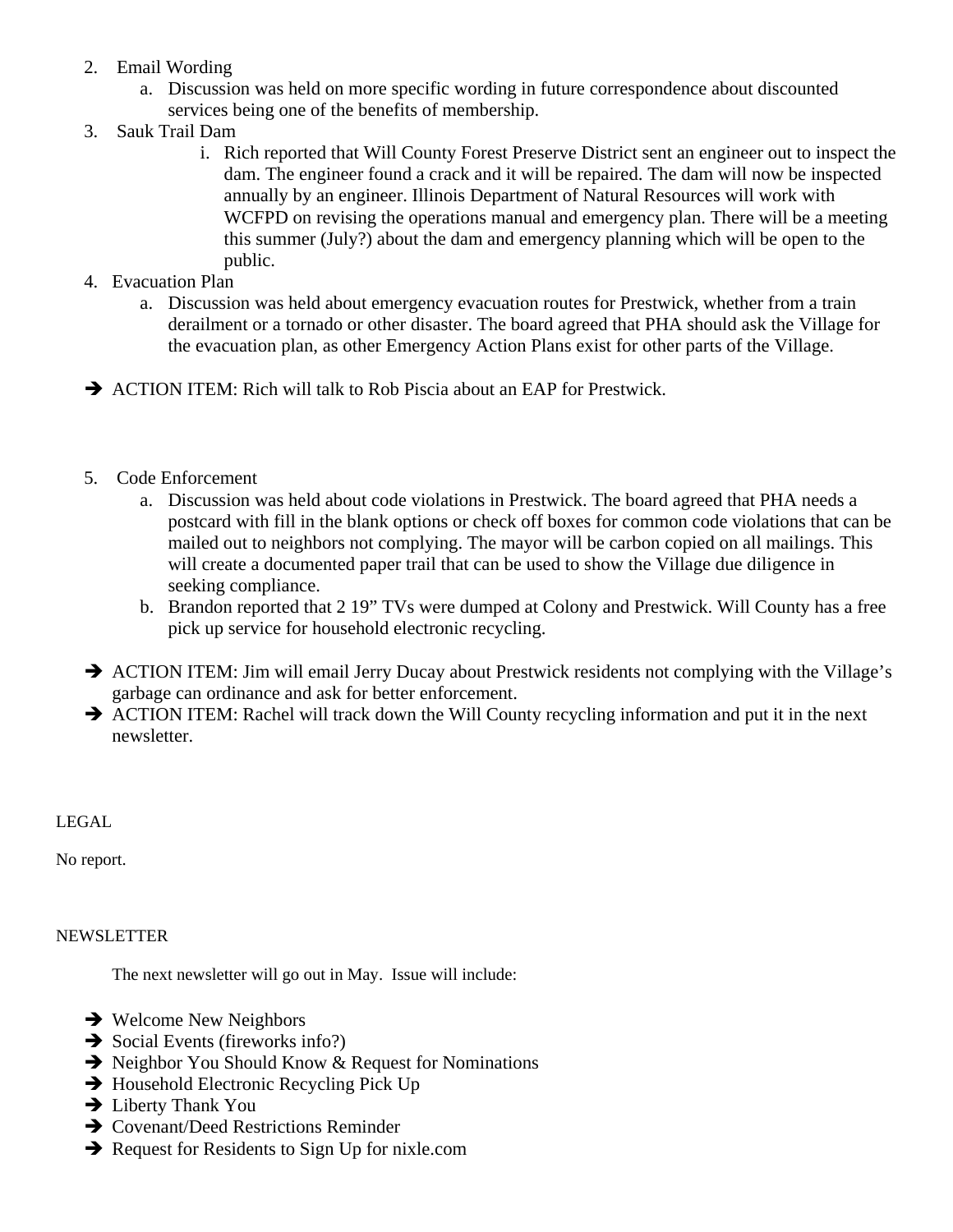2. Email Wording
    a. Discussion was held on more specific wording in future correspondence about discounted services being one of the benefits of membership.
3. Sauk Trail Dam
    i. Rich reported that Will County Forest Preserve District sent an engineer out to inspect the dam. The engineer found a crack and it will be repaired. The dam will now be inspected annually by an engineer. Illinois Department of Natural Resources will work with WCFPD on revising the operations manual and emergency plan. There will be a meeting this summer (July?) about the dam and emergency planning which will be open to the public.
4. Evacuation Plan
    a. Discussion was held about emergency evacuation routes for Prestwick, whether from a train derailment or a tornado or other disaster. The board agreed that PHA should ask the Village for the evacuation plan, as other Emergency Action Plans exist for other parts of the Village.

➔ ACTION ITEM: Rich will talk to Rob Piscia about an EAP for Prestwick.

5. Code Enforcement
    a. Discussion was held about code violations in Prestwick. The board agreed that PHA needs a postcard with fill in the blank options or check off boxes for common code violations that can be mailed out to neighbors not complying. The mayor will be carbon copied on all mailings. This will create a documented paper trail that can be used to show the Village due diligence in seeking compliance.
    b. Brandon reported that 2 19" TVs were dumped at Colony and Prestwick. Will County has a free pick up service for household electronic recycling.

➔ ACTION ITEM: Jim will email Jerry Ducay about Prestwick residents not complying with the Village's garbage can ordinance and ask for better enforcement.

➔ ACTION ITEM: Rachel will track down the Will County recycling information and put it in the next newsletter.

LEGAL

No report.

NEWSLETTER

The next newsletter will go out in May. Issue will include:

➔ Welcome New Neighbors

➔ Social Events (fireworks info?)

➔ Neighbor You Should Know & Request for Nominations

➔ Household Electronic Recycling Pick Up

➔ Liberty Thank You

➔ Covenant/Deed Restrictions Reminder

➔ Request for Residents to Sign Up for nixle.com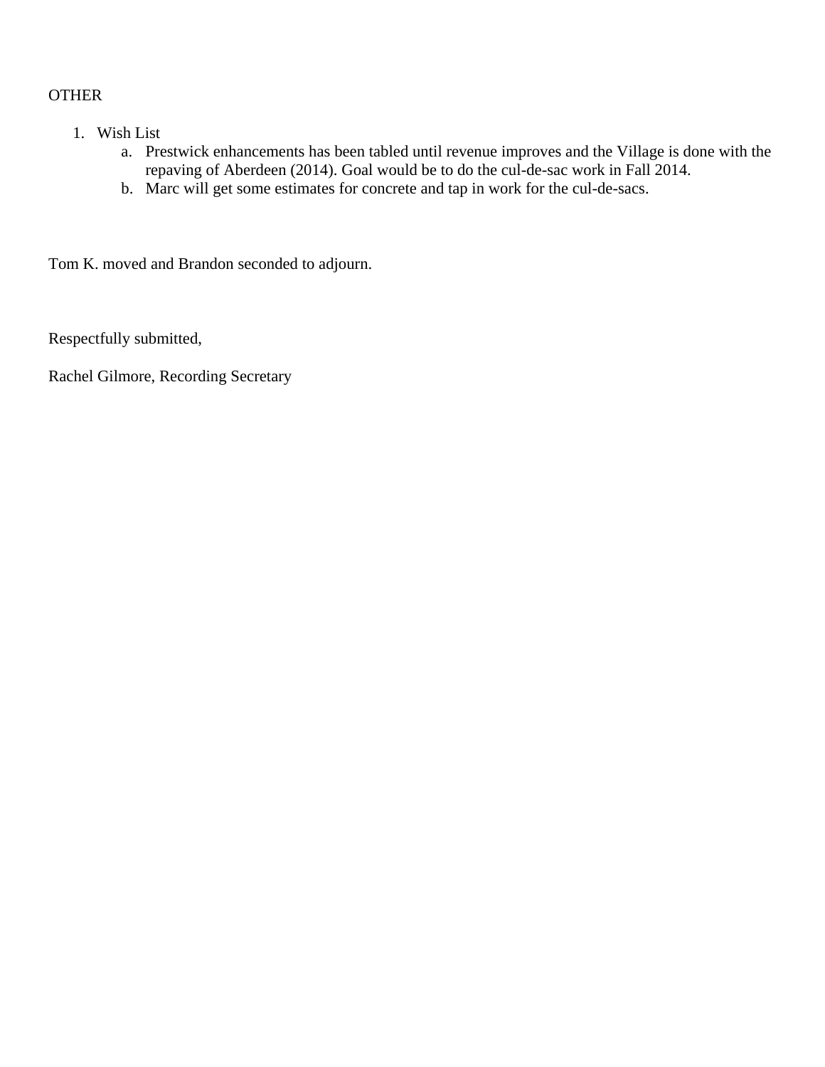OTHER

1. Wish List
   a. Prestwick enhancements has been tabled until revenue improves and the Village is done with the repaving of Aberdeen (2014). Goal would be to do the cul-de-sac work in Fall 2014.
   b. Marc will get some estimates for concrete and tap in work for the cul-de-sacs.

Tom K. moved and Brandon seconded to adjourn.

Respectfully submitted,

Rachel Gilmore, Recording Secretary